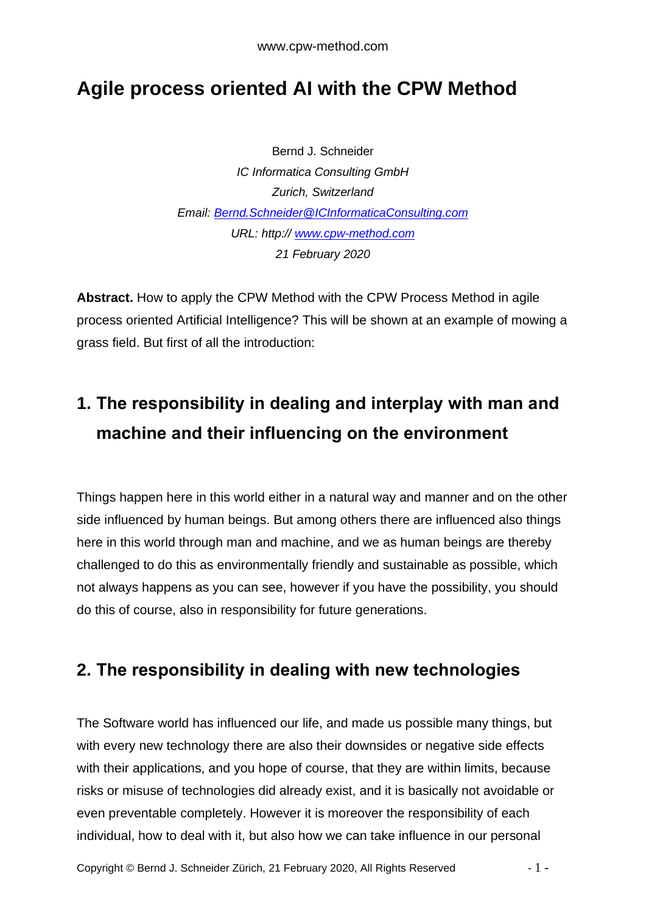# Agile process oriented AI with the CPW Method

Bernd J. Schneider

*IC Informatica Consulting GmbH*

*Zurich, Switzerland*

*Email: [Bernd.Schneider@ICInformaticaConsulting.com](mailto:Bernd.Schneider@ICInformaticaConsulting.com)*

*URL: http:// [www.cpw-method.com](http://www.cpw-method.com)*

*21 February 2020*

**Abstract.** How to apply the CPW Method with the CPW Process Method in agile process oriented Artificial Intelligence? This will be shown at an example of mowing a grass field. But first of all the introduction:

## 1. The responsibility in dealing and interplay with man and machine and their influencing on the environment

Things happen here in this world either in a natural way and manner and on the other side influenced by human beings. But among others there are influenced also things here in this world through man and machine, and we as human beings are thereby challenged to do this as environmentally friendly and sustainable as possible, which not always happens as you can see, however if you have the possibility, you should do this of course, also in responsibility for future generations.

## 2. The responsibility in dealing with new technologies

The Software world has influenced our life, and made us possible many things, but with every new technology there are also their downsides or negative side effects with their applications, and you hope of course, that they are within limits, because risks or misuse of technologies did already exist, and it is basically not avoidable or even preventable completely. However it is moreover the responsibility of each individual, how to deal with it, but also how we can take influence in our personal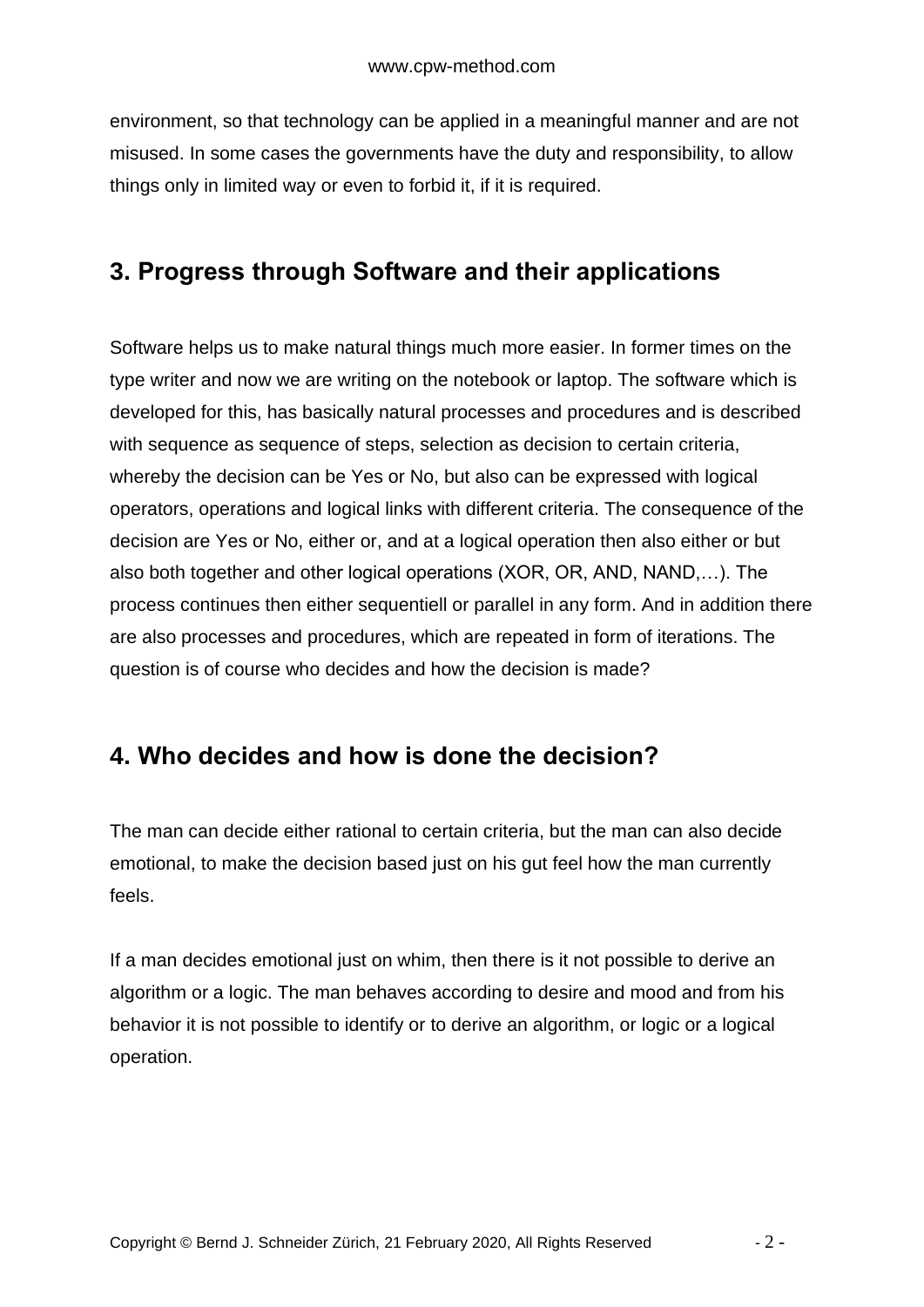environment, so that technology can be applied in a meaningful manner and are not misused. In some cases the governments have the duty and responsibility, to allow things only in limited way or even to forbid it, if it is required.

## 3. Progress through Software and their applications

Software helps us to make natural things much more easier. In former times on the type writer and now we are writing on the notebook or laptop. The software which is developed for this, has basically natural processes and procedures and is described with sequence as sequence of steps, selection as decision to certain criteria, whereby the decision can be Yes or No, but also can be expressed with logical operators, operations and logical links with different criteria. The consequence of the decision are Yes or No, either or, and at a logical operation then also either or but also both together and other logical operations (XOR, OR, AND, NAND,…). The process continues then either sequentiell or parallel in any form. And in addition there are also processes and procedures, which are repeated in form of iterations. The question is of course who decides and how the decision is made?

## 4. Who decides and how is done the decision?

The man can decide either rational to certain criteria, but the man can also decide emotional, to make the decision based just on his gut feel how the man currently feels.

If a man decides emotional just on whim, then there is it not possible to derive an algorithm or a logic. The man behaves according to desire and mood and from his behavior it is not possible to identify or to derive an algorithm, or logic or a logical operation.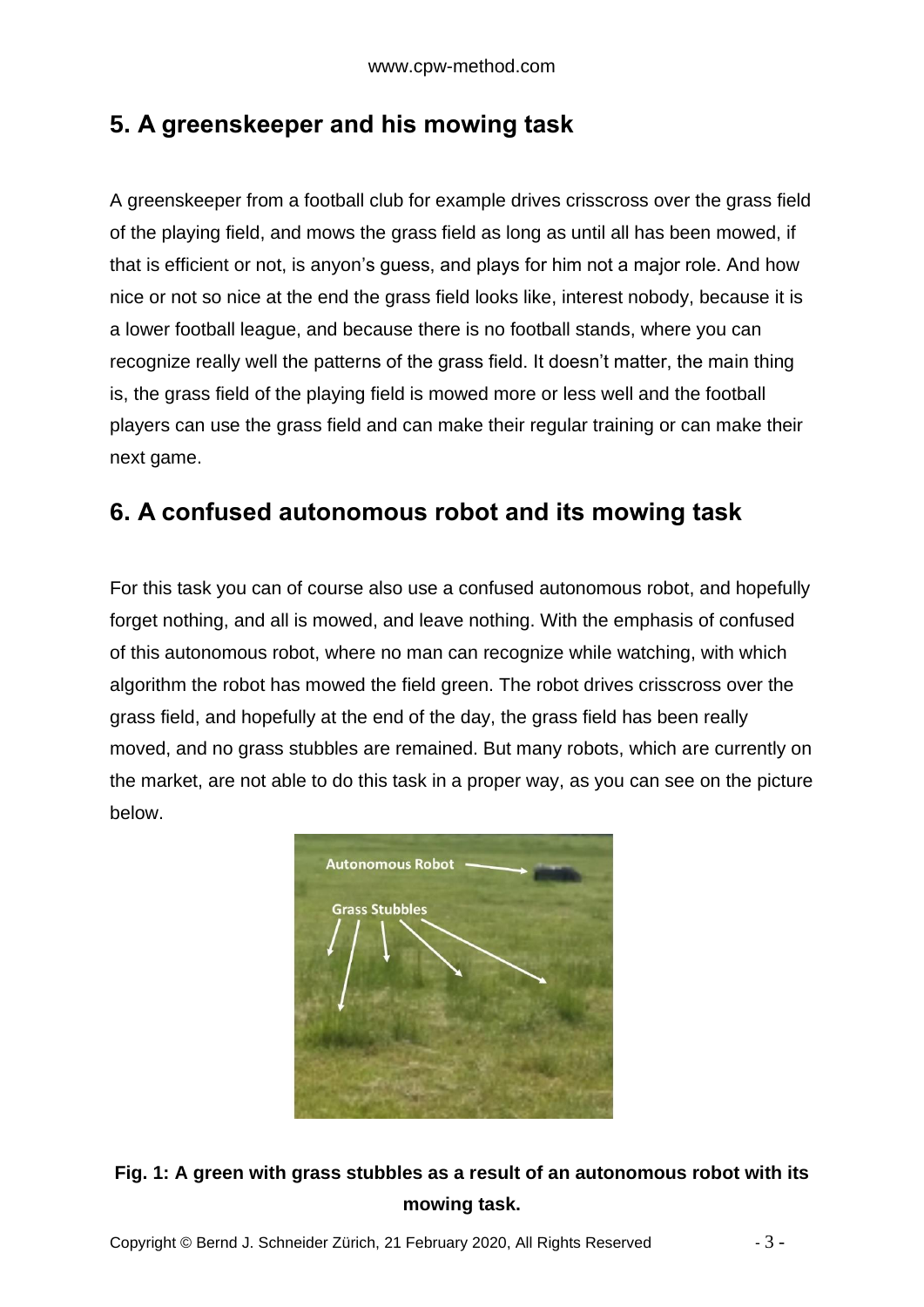## 5. A greenskeeper and his mowing task

A greenskeeper from a football club for example drives crisscross over the grass field of the playing field, and mows the grass field as long as until all has been mowed, if that is efficient or not, is anyon's guess, and plays for him not a major role. And how nice or not so nice at the end the grass field looks like, interest nobody, because it is a lower football league, and because there is no football stands, where you can recognize really well the patterns of the grass field. It doesn't matter, the main thing is, the grass field of the playing field is mowed more or less well and the football players can use the grass field and can make their regular training or can make their next game.

## 6. A confused autonomous robot and its mowing task

For this task you can of course also use a confused autonomous robot, and hopefully forget nothing, and all is mowed, and leave nothing. With the emphasis of confused of this autonomous robot, where no man can recognize while watching, with which algorithm the robot has mowed the field green. The robot drives crisscross over the grass field, and hopefully at the end of the day, the grass field has been really moved, and no grass stubbles are remained. But many robots, which are currently on the market, are not able to do this task in a proper way, as you can see on the picture below.

**Fig. 1: A green with grass stubbles as a result of an autonomous robot with its mowing task.**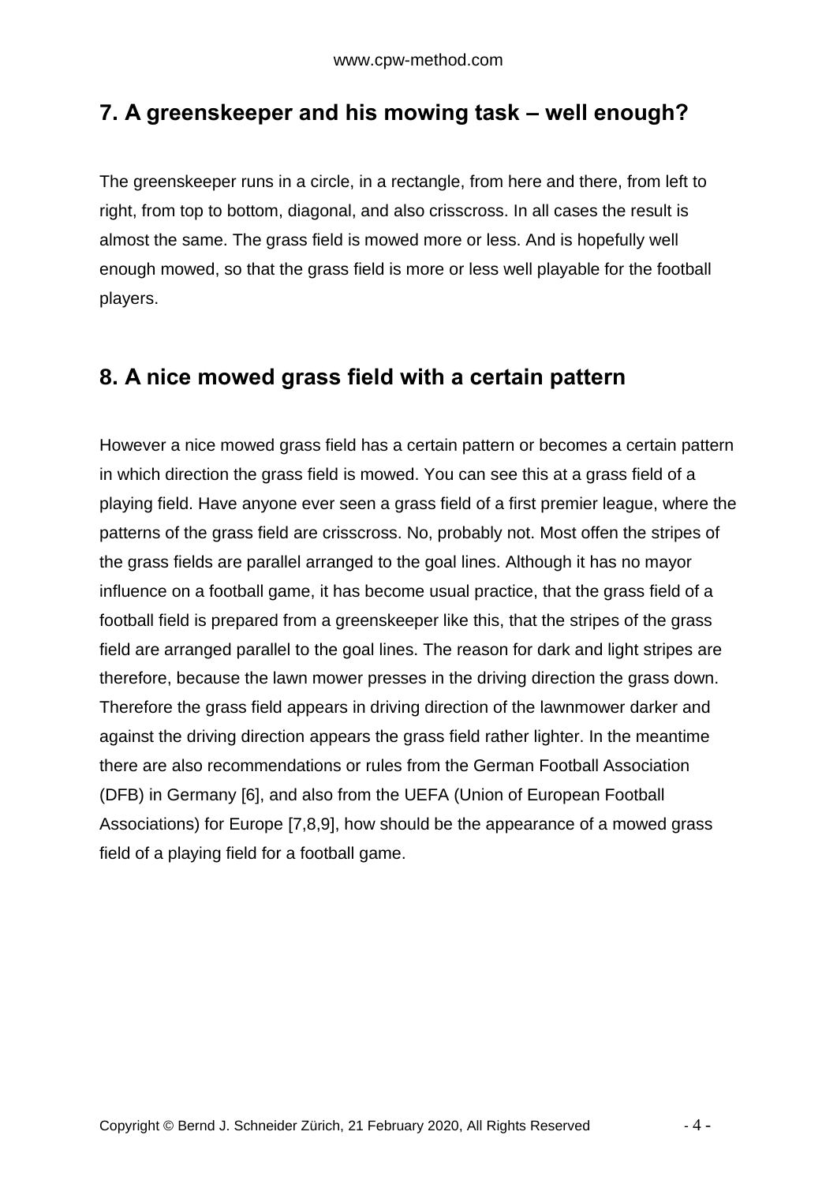## 7. A greenskeeper and his mowing task – well enough?

The greenskeeper runs in a circle, in a rectangle, from here and there, from left to right, from top to bottom, diagonal, and also crisscross. In all cases the result is almost the same. The grass field is mowed more or less. And is hopefully well enough mowed, so that the grass field is more or less well playable for the football players.

## 8. A nice mowed grass field with a certain pattern

However a nice mowed grass field has a certain pattern or becomes a certain pattern in which direction the grass field is mowed. You can see this at a grass field of a playing field. Have anyone ever seen a grass field of a first premier league, where the patterns of the grass field are crisscross. No, probably not. Most offen the stripes of the grass fields are parallel arranged to the goal lines. Although it has no mayor influence on a football game, it has become usual practice, that the grass field of a football field is prepared from a greenskeeper like this, that the stripes of the grass field are arranged parallel to the goal lines. The reason for dark and light stripes are therefore, because the lawn mower presses in the driving direction the grass down. Therefore the grass field appears in driving direction of the lawnmower darker and against the driving direction appears the grass field rather lighter. In the meantime there are also recommendations or rules from the German Football Association (DFB) in Germany [6], and also from the UEFA (Union of European Football Associations) for Europe [7,8,9], how should be the appearance of a mowed grass field of a playing field for a football game.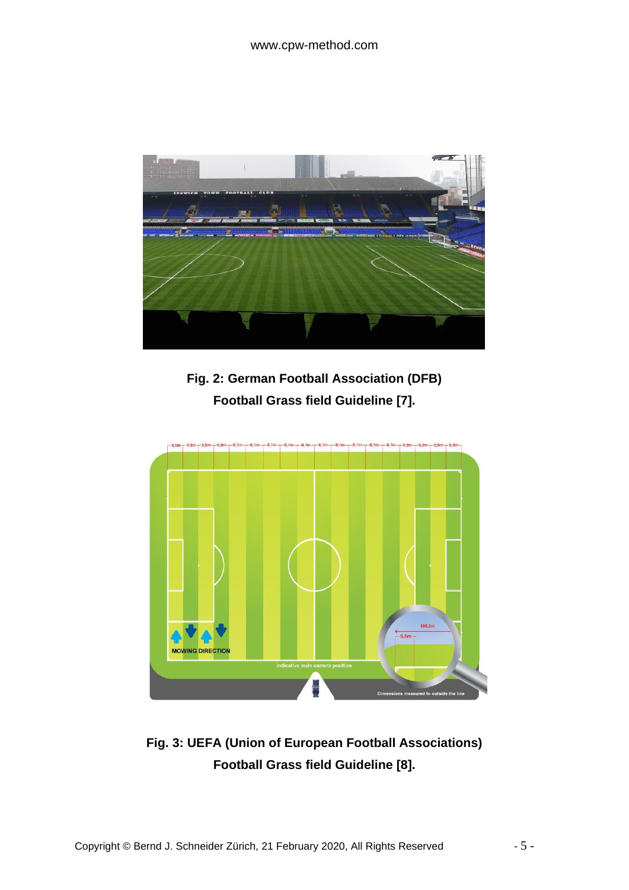**Fig. 2: German Football Association (DFB) Football Grass field Guideline [7].**

**Fig. 3: UEFA (Union of European Football Associations) Football Grass field Guideline [8].**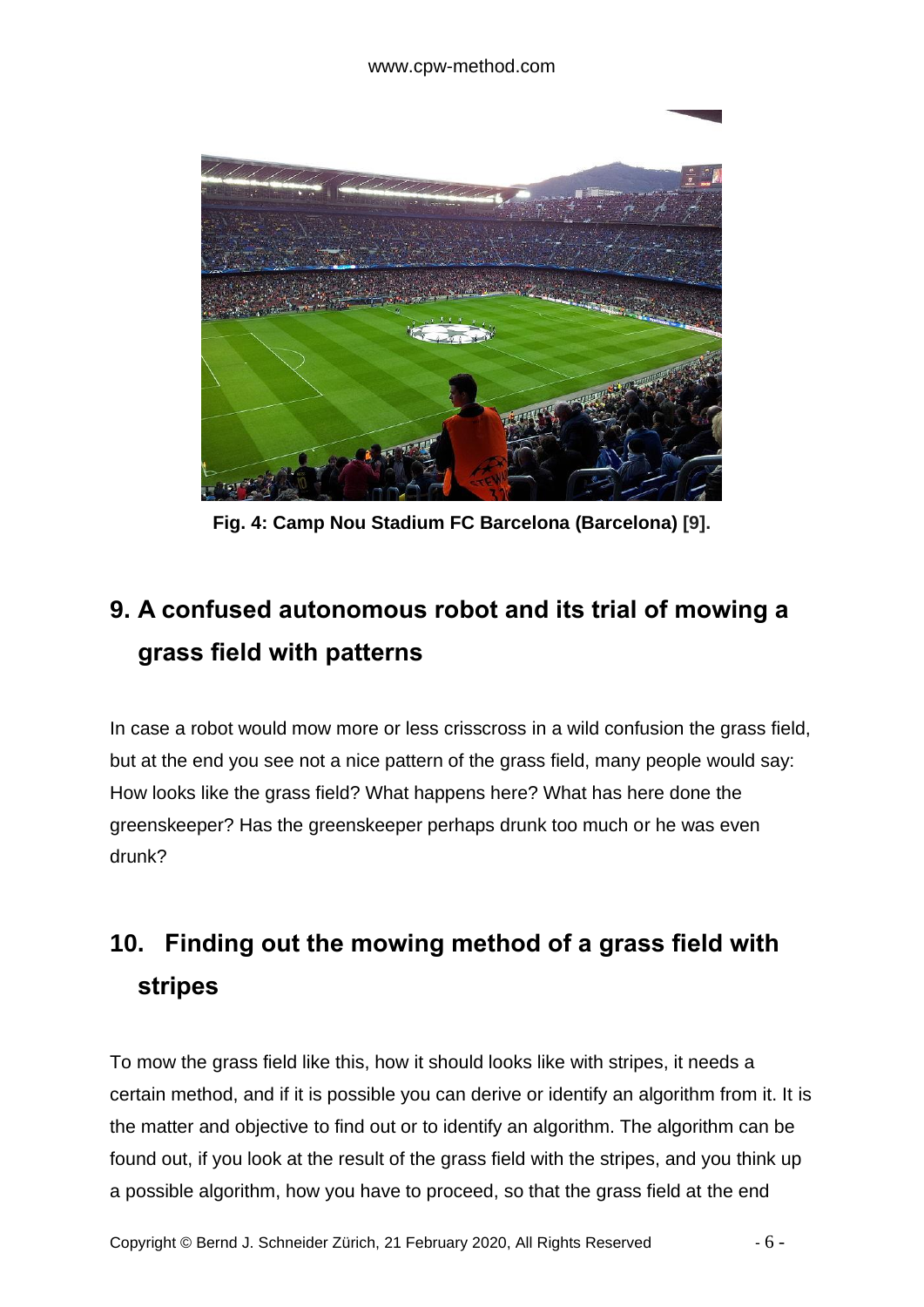Fig. 4: Camp Nou Stadium FC Barcelona (Barcelona) [9].

## 9. A confused autonomous robot and its trial of mowing a grass field with patterns

In case a robot would mow more or less crisscross in a wild confusion the grass field, but at the end you see not a nice pattern of the grass field, many people would say: How looks like the grass field? What happens here? What has here done the greenskeeper? Has the greenskeeper perhaps drunk too much or he was even drunk?

## 10. Finding out the mowing method of a grass field with stripes

To mow the grass field like this, how it should looks like with stripes, it needs a certain method, and if it is possible you can derive or identify an algorithm from it. It is the matter and objective to find out or to identify an algorithm. The algorithm can be found out, if you look at the result of the grass field with the stripes, and you think up a possible algorithm, how you have to proceed, so that the grass field at the end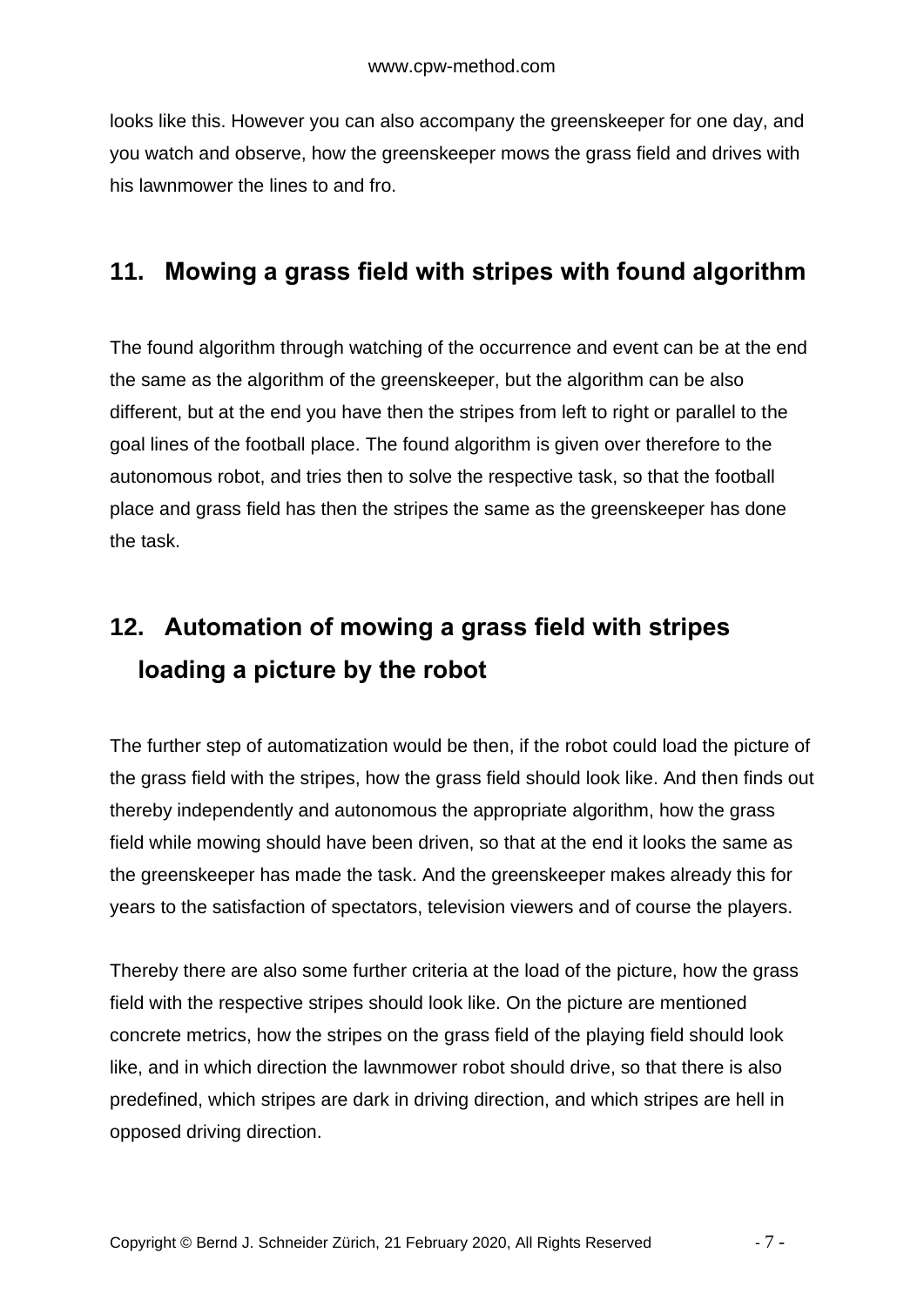looks like this. However you can also accompany the greenskeeper for one day, and you watch and observe, how the greenskeeper mows the grass field and drives with his lawnmower the lines to and fro.

## 11. Mowing a grass field with stripes with found algorithm

The found algorithm through watching of the occurrence and event can be at the end the same as the algorithm of the greenskeeper, but the algorithm can be also different, but at the end you have then the stripes from left to right or parallel to the goal lines of the football place. The found algorithm is given over therefore to the autonomous robot, and tries then to solve the respective task, so that the football place and grass field has then the stripes the same as the greenskeeper has done the task.

## 12. Automation of mowing a grass field with stripes loading a picture by the robot

The further step of automatization would be then, if the robot could load the picture of the grass field with the stripes, how the grass field should look like. And then finds out thereby independently and autonomous the appropriate algorithm, how the grass field while mowing should have been driven, so that at the end it looks the same as the greenskeeper has made the task. And the greenskeeper makes already this for years to the satisfaction of spectators, television viewers and of course the players.

Thereby there are also some further criteria at the load of the picture, how the grass field with the respective stripes should look like. On the picture are mentioned concrete metrics, how the stripes on the grass field of the playing field should look like, and in which direction the lawnmower robot should drive, so that there is also predefined, which stripes are dark in driving direction, and which stripes are hell in opposed driving direction.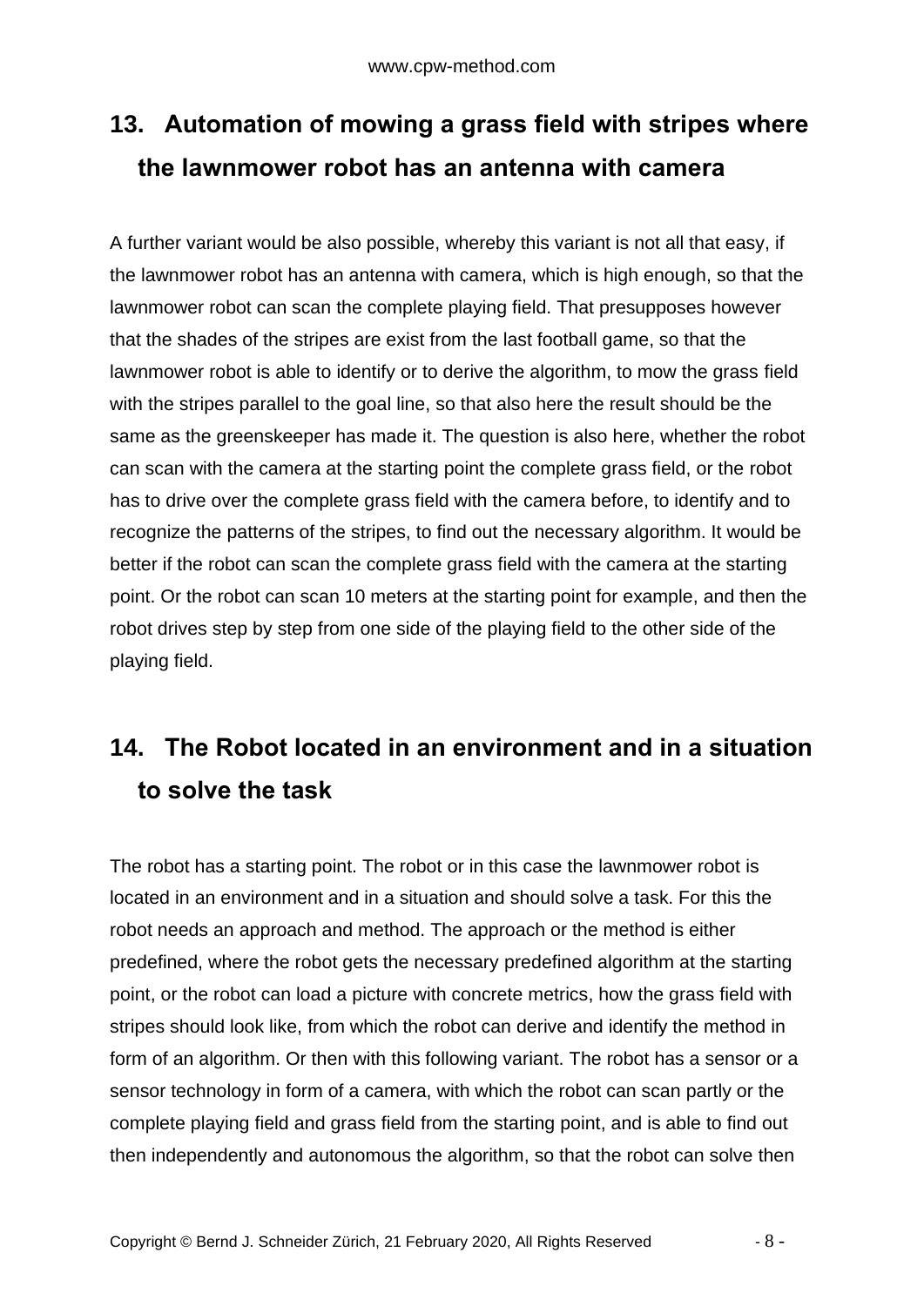## 13. Automation of mowing a grass field with stripes where the lawnmower robot has an antenna with camera

A further variant would be also possible, whereby this variant is not all that easy, if the lawnmower robot has an antenna with camera, which is high enough, so that the lawnmower robot can scan the complete playing field. That presupposes however that the shades of the stripes are exist from the last football game, so that the lawnmower robot is able to identify or to derive the algorithm, to mow the grass field with the stripes parallel to the goal line, so that also here the result should be the same as the greenskeeper has made it. The question is also here, whether the robot can scan with the camera at the starting point the complete grass field, or the robot has to drive over the complete grass field with the camera before, to identify and to recognize the patterns of the stripes, to find out the necessary algorithm. It would be better if the robot can scan the complete grass field with the camera at the starting point. Or the robot can scan 10 meters at the starting point for example, and then the robot drives step by step from one side of the playing field to the other side of the playing field.

## 14. The Robot located in an environment and in a situation to solve the task

The robot has a starting point. The robot or in this case the lawnmower robot is located in an environment and in a situation and should solve a task. For this the robot needs an approach and method. The approach or the method is either predefined, where the robot gets the necessary predefined algorithm at the starting point, or the robot can load a picture with concrete metrics, how the grass field with stripes should look like, from which the robot can derive and identify the method in form of an algorithm. Or then with this following variant. The robot has a sensor or a sensor technology in form of a camera, with which the robot can scan partly or the complete playing field and grass field from the starting point, and is able to find out then independently and autonomous the algorithm, so that the robot can solve then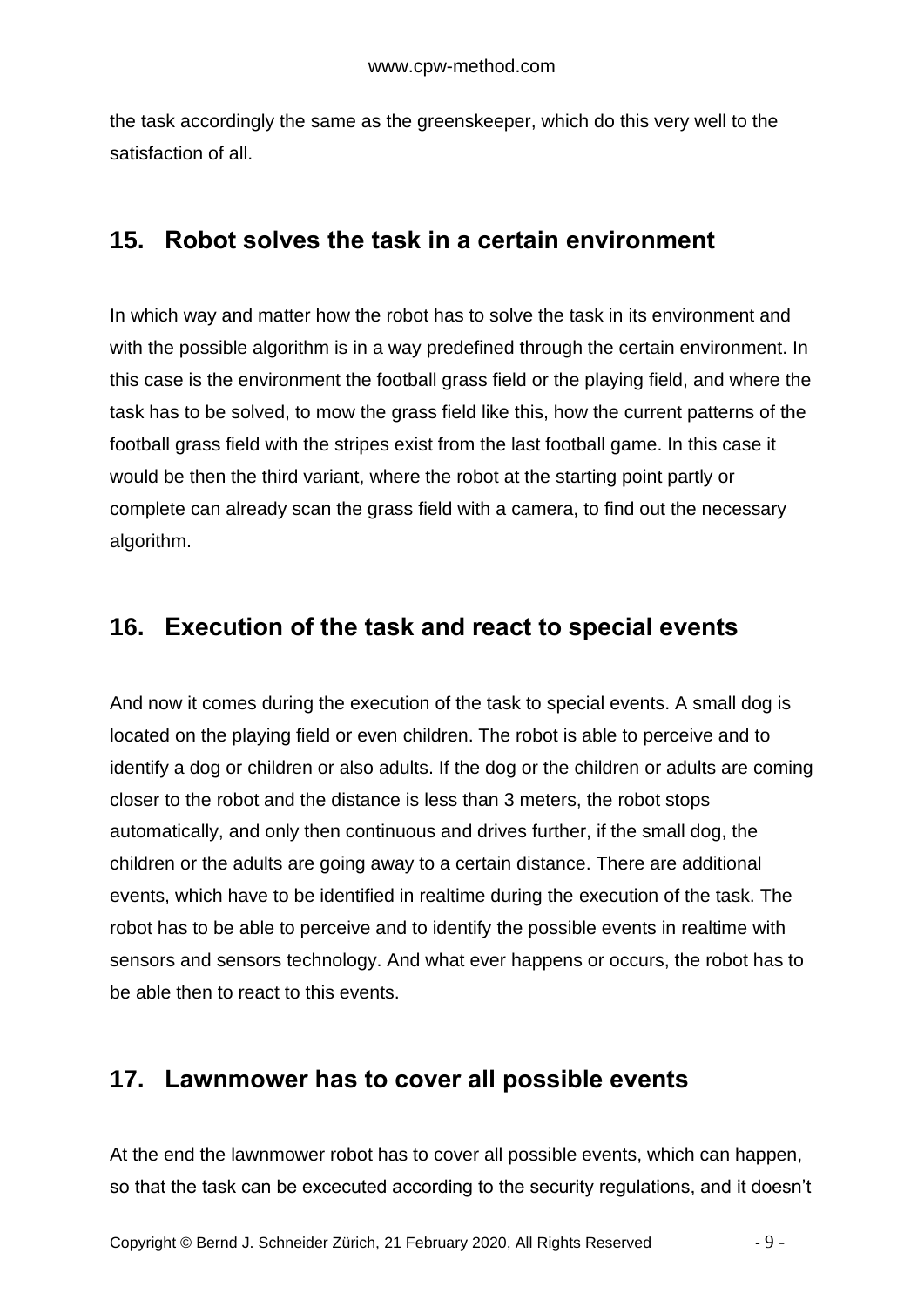the task accordingly the same as the greenskeeper, which do this very well to the satisfaction of all.

## 15. Robot solves the task in a certain environment

In which way and matter how the robot has to solve the task in its environment and with the possible algorithm is in a way predefined through the certain environment. In this case is the environment the football grass field or the playing field, and where the task has to be solved, to mow the grass field like this, how the current patterns of the football grass field with the stripes exist from the last football game. In this case it would be then the third variant, where the robot at the starting point partly or complete can already scan the grass field with a camera, to find out the necessary algorithm.

## 16. Execution of the task and react to special events

And now it comes during the execution of the task to special events. A small dog is located on the playing field or even children. The robot is able to perceive and to identify a dog or children or also adults. If the dog or the children or adults are coming closer to the robot and the distance is less than 3 meters, the robot stops automatically, and only then continuous and drives further, if the small dog, the children or the adults are going away to a certain distance. There are additional events, which have to be identified in realtime during the execution of the task. The robot has to be able to perceive and to identify the possible events in realtime with sensors and sensors technology. And what ever happens or occurs, the robot has to be able then to react to this events.

## 17. Lawnmower has to cover all possible events

At the end the lawnmower robot has to cover all possible events, which can happen, so that the task can be excecuted according to the security regulations, and it doesn't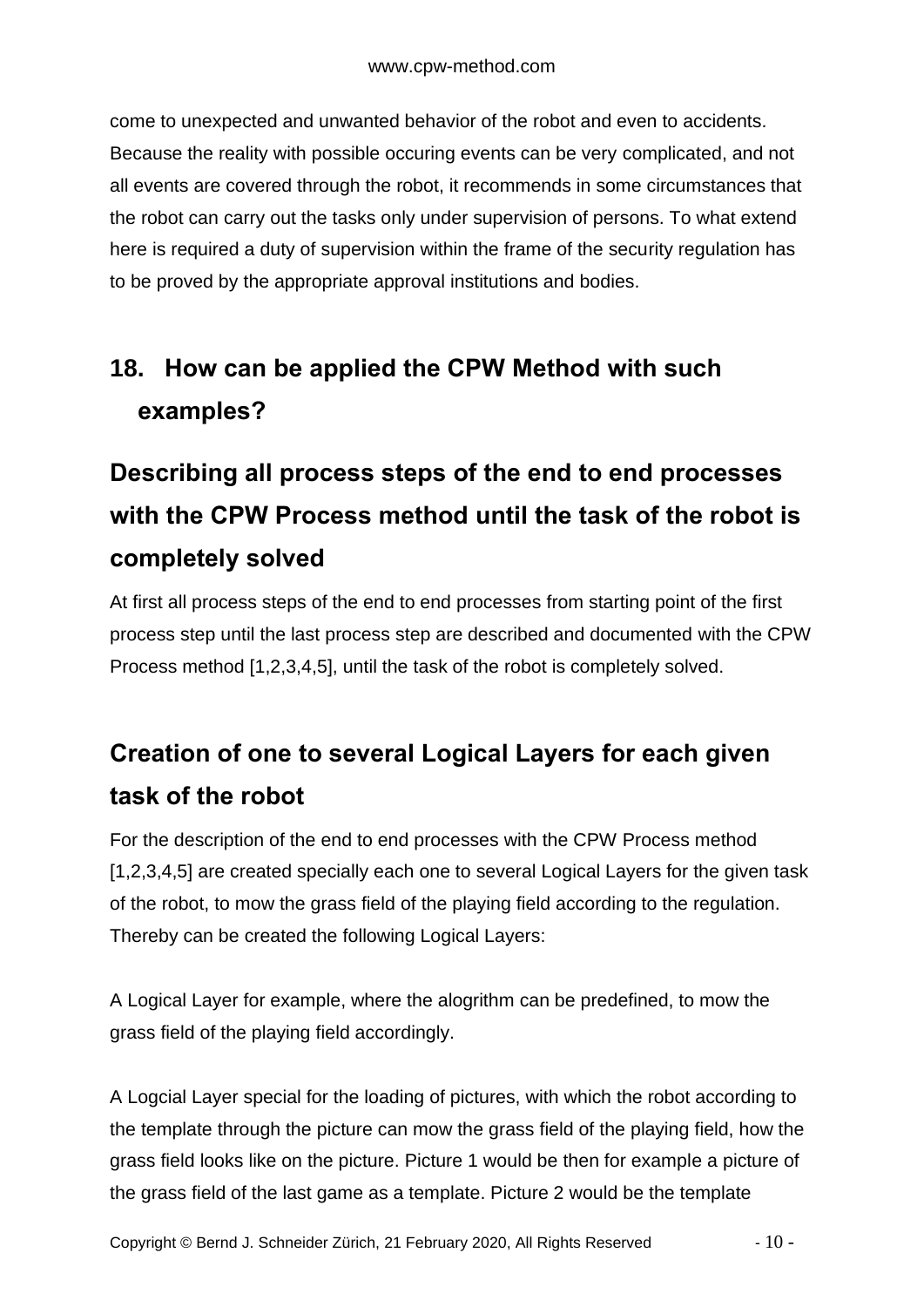come to unexpected and unwanted behavior of the robot and even to accidents. Because the reality with possible occuring events can be very complicated, and not all events are covered through the robot, it recommends in some circumstances that the robot can carry out the tasks only under supervision of persons. To what extend here is required a duty of supervision within the frame of the security regulation has to be proved by the appropriate approval institutions and bodies.

## 18. How can be applied the CPW Method with such examples?

## Describing all process steps of the end to end processes with the CPW Process method until the task of the robot is completely solved

At first all process steps of the end to end processes from starting point of the first process step until the last process step are described and documented with the CPW Process method [1,2,3,4,5], until the task of the robot is completely solved.

## Creation of one to several Logical Layers for each given task of the robot

For the description of the end to end processes with the CPW Process method [1,2,3,4,5] are created specially each one to several Logical Layers for the given task of the robot, to mow the grass field of the playing field according to the regulation. Thereby can be created the following Logical Layers:

A Logical Layer for example, where the alogrithm can be predefined, to mow the grass field of the playing field accordingly.

A Logcial Layer special for the loading of pictures, with which the robot according to the template through the picture can mow the grass field of the playing field, how the grass field looks like on the picture. Picture 1 would be then for example a picture of the grass field of the last game as a template. Picture 2 would be the template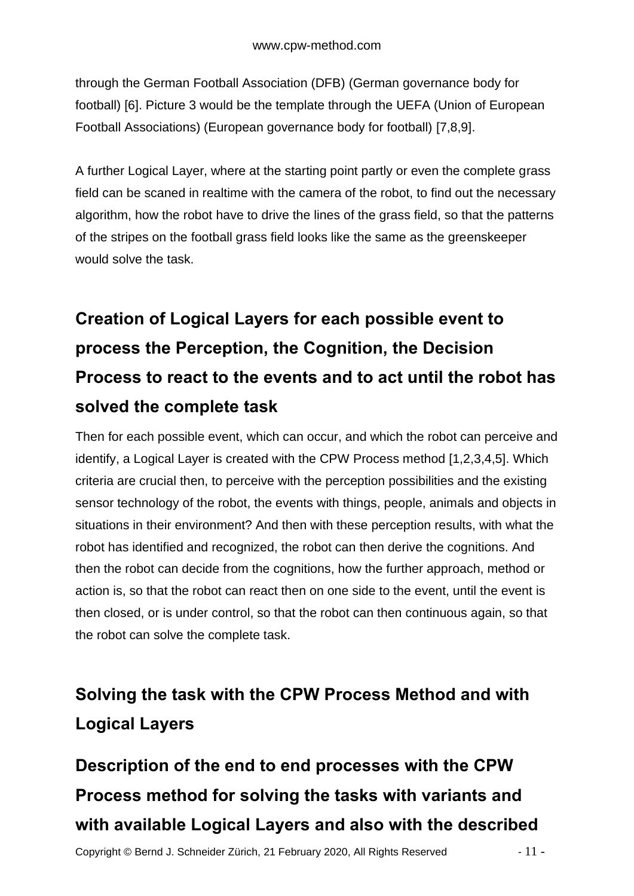through the German Football Association (DFB) (German governance body for football) [6]. Picture 3 would be the template through the UEFA (Union of European Football Associations) (European governance body for football) [7,8,9].

A further Logical Layer, where at the starting point partly or even the complete grass field can be scaned in realtime with the camera of the robot, to find out the necessary algorithm, how the robot have to drive the lines of the grass field, so that the patterns of the stripes on the football grass field looks like the same as the greenskeeper would solve the task.

## Creation of Logical Layers for each possible event to process the Perception, the Cognition, the Decision Process to react to the events and to act until the robot has solved the complete task

Then for each possible event, which can occur, and which the robot can perceive and identify, a Logical Layer is created with the CPW Process method [1,2,3,4,5]. Which criteria are crucial then, to perceive with the perception possibilities and the existing sensor technology of the robot, the events with things, people, animals and objects in situations in their environment? And then with these perception results, with what the robot has identified and recognized, the robot can then derive the cognitions. And then the robot can decide from the cognitions, how the further approach, method or action is, so that the robot can react then on one side to the event, until the event is then closed, or is under control, so that the robot can then continuous again, so that the robot can solve the complete task.

## Solving the task with the CPW Process Method and with Logical Layers

## Description of the end to end processes with the CPW Process method for solving the tasks with variants and with available Logical Layers and also with the described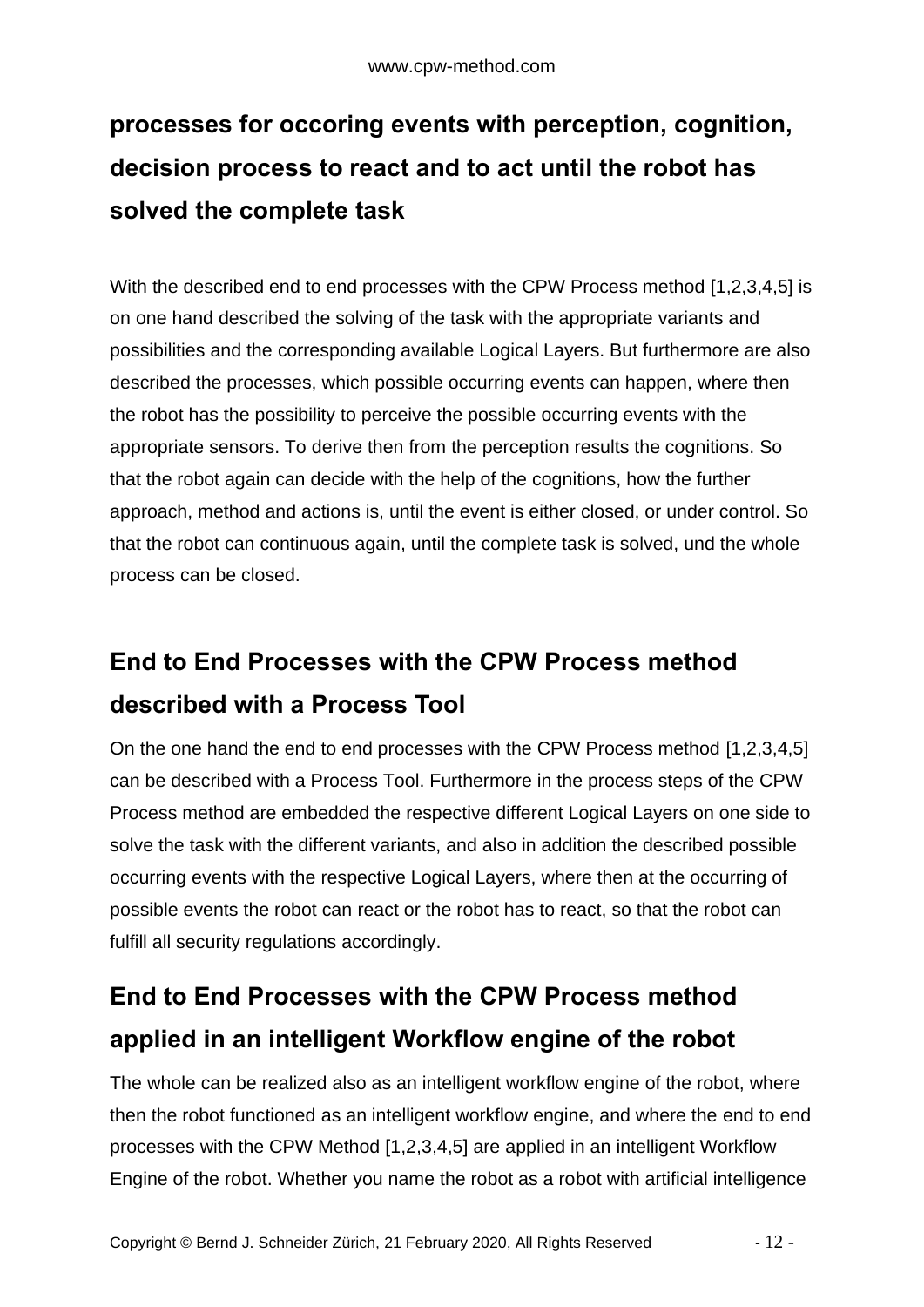## processes for occoring events with perception, cognition, decision process to react and to act until the robot has solved the complete task

With the described end to end processes with the CPW Process method [1,2,3,4,5] is on one hand described the solving of the task with the appropriate variants and possibilities and the corresponding available Logical Layers. But furthermore are also described the processes, which possible occurring events can happen, where then the robot has the possibility to perceive the possible occurring events with the appropriate sensors. To derive then from the perception results the cognitions. So that the robot again can decide with the help of the cognitions, how the further approach, method and actions is, until the event is either closed, or under control. So that the robot can continuous again, until the complete task is solved, und the whole process can be closed.

## End to End Processes with the CPW Process method described with a Process Tool

On the one hand the end to end processes with the CPW Process method [1,2,3,4,5] can be described with a Process Tool. Furthermore in the process steps of the CPW Process method are embedded the respective different Logical Layers on one side to solve the task with the different variants, and also in addition the described possible occurring events with the respective Logical Layers, where then at the occurring of possible events the robot can react or the robot has to react, so that the robot can fulfill all security regulations accordingly.

## End to End Processes with the CPW Process method applied in an intelligent Workflow engine of the robot

The whole can be realized also as an intelligent workflow engine of the robot, where then the robot functioned as an intelligent workflow engine, and where the end to end processes with the CPW Method [1,2,3,4,5] are applied in an intelligent Workflow Engine of the robot. Whether you name the robot as a robot with artificial intelligence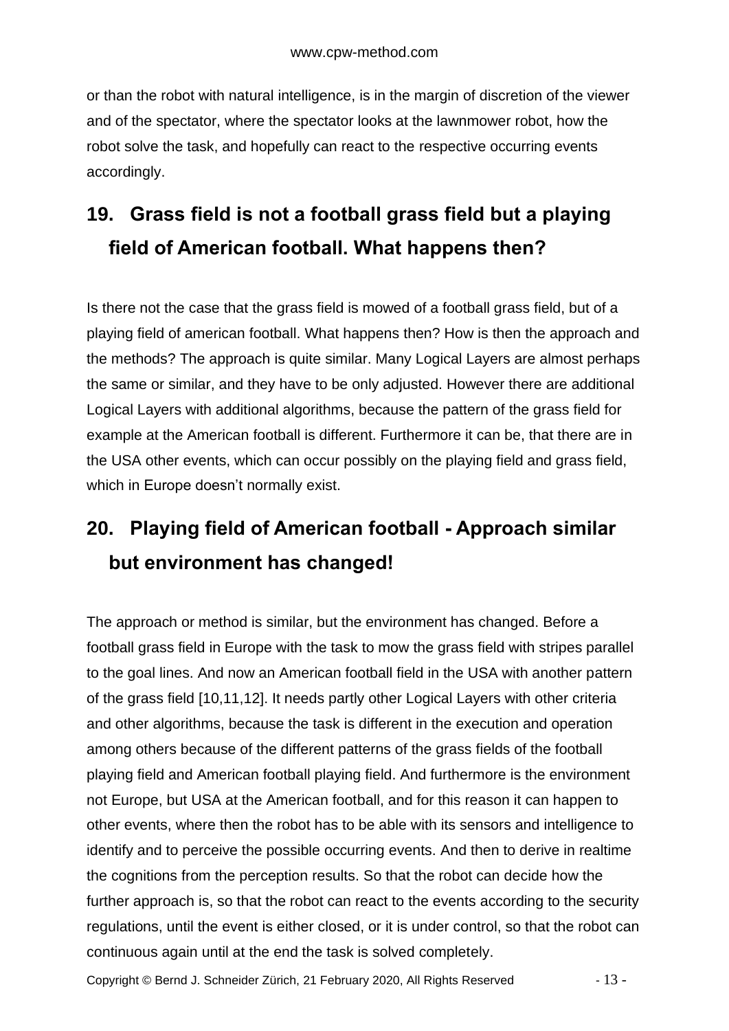or than the robot with natural intelligence, is in the margin of discretion of the viewer and of the spectator, where the spectator looks at the lawnmower robot, how the robot solve the task, and hopefully can react to the respective occurring events accordingly.

## 19. Grass field is not a football grass field but a playing field of American football. What happens then?

Is there not the case that the grass field is mowed of a football grass field, but of a playing field of american football. What happens then? How is then the approach and the methods? The approach is quite similar. Many Logical Layers are almost perhaps the same or similar, and they have to be only adjusted. However there are additional Logical Layers with additional algorithms, because the pattern of the grass field for example at the American football is different. Furthermore it can be, that there are in the USA other events, which can occur possibly on the playing field and grass field, which in Europe doesn't normally exist.

## 20. Playing field of American football - Approach similar but environment has changed!

The approach or method is similar, but the environment has changed. Before a football grass field in Europe with the task to mow the grass field with stripes parallel to the goal lines. And now an American football field in the USA with another pattern of the grass field [10,11,12]. It needs partly other Logical Layers with other criteria and other algorithms, because the task is different in the execution and operation among others because of the different patterns of the grass fields of the football playing field and American football playing field. And furthermore is the environment not Europe, but USA at the American football, and for this reason it can happen to other events, where then the robot has to be able with its sensors and intelligence to identify and to perceive the possible occurring events. And then to derive in realtime the cognitions from the perception results. So that the robot can decide how the further approach is, so that the robot can react to the events according to the security regulations, until the event is either closed, or it is under control, so that the robot can continuous again until at the end the task is solved completely.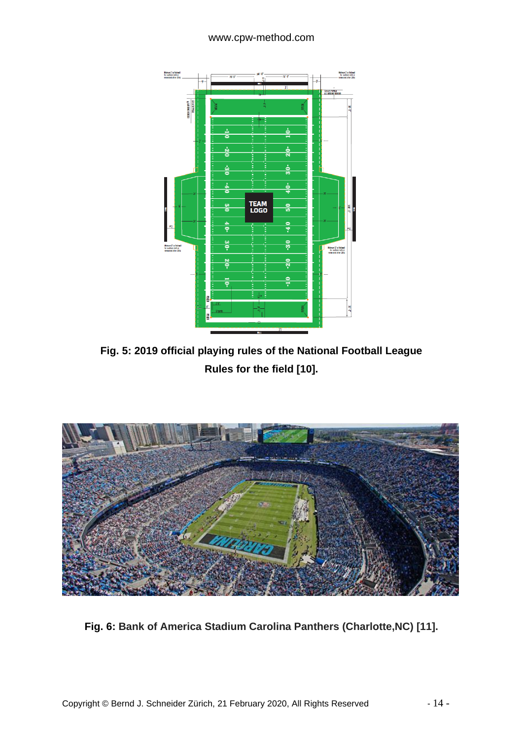**Fig. 5: 2019 official playing rules of the National Football League Rules for the field [10].**

**Fig. 6: Bank of America Stadium Carolina Panthers (Charlotte,NC) [11].**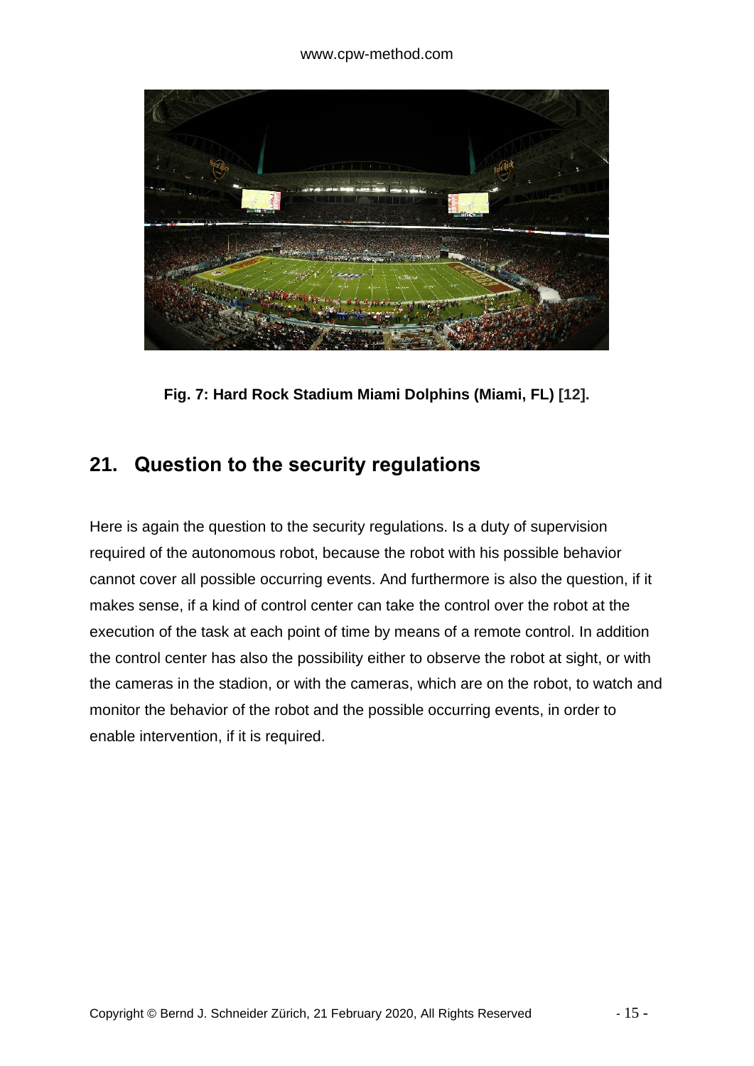**Fig. 7: Hard Rock Stadium Miami Dolphins (Miami, FL) [12].**

## 21. Question to the security regulations

Here is again the question to the security regulations. Is a duty of supervision required of the autonomous robot, because the robot with his possible behavior cannot cover all possible occurring events. And furthermore is also the question, if it makes sense, if a kind of control center can take the control over the robot at the execution of the task at each point of time by means of a remote control. In addition the control center has also the possibility either to observe the robot at sight, or with the cameras in the stadion, or with the cameras, which are on the robot, to watch and monitor the behavior of the robot and the possible occurring events, in order to enable intervention, if it is required.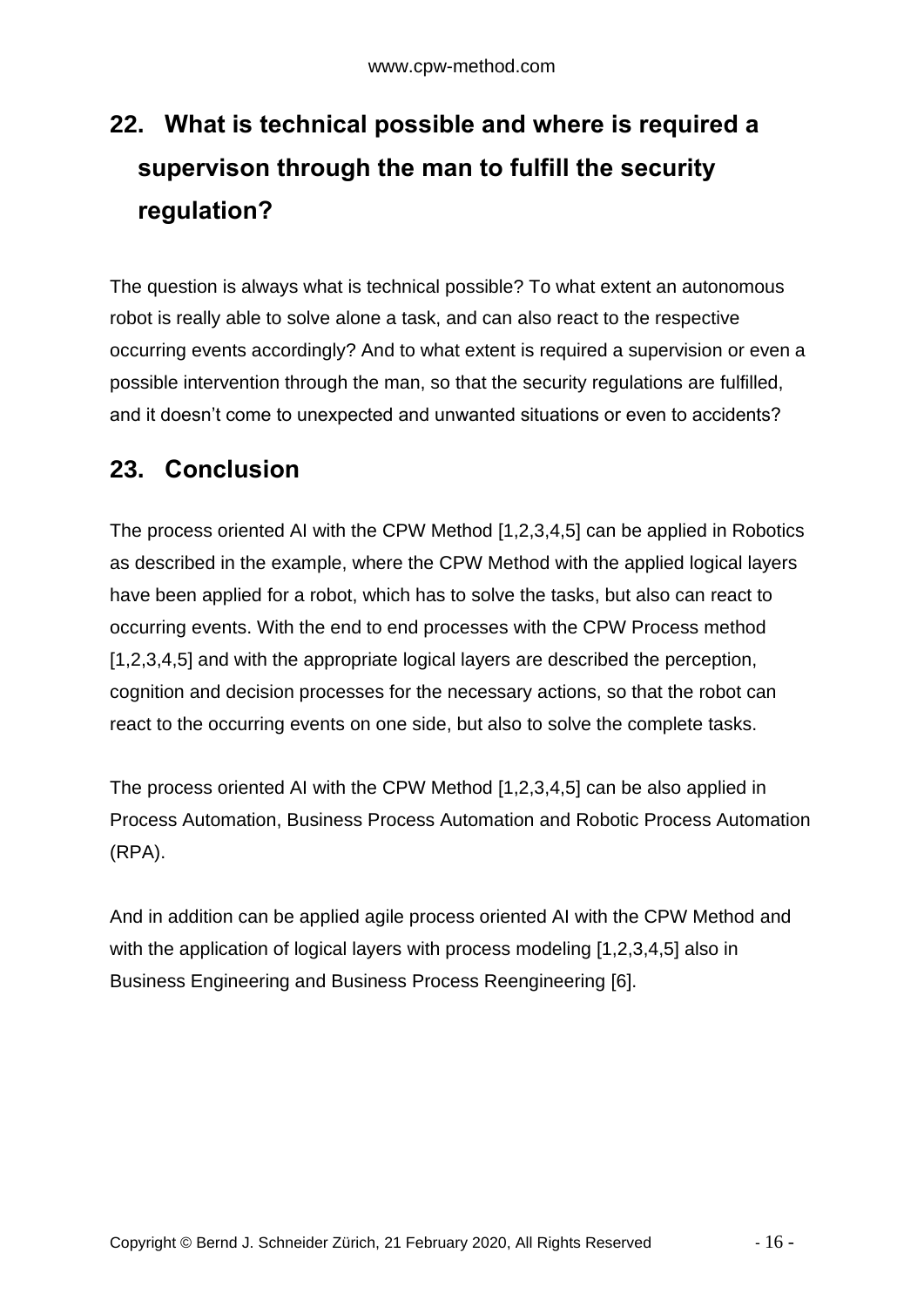## 22. What is technical possible and where is required a supervison through the man to fulfill the security regulation?

The question is always what is technical possible? To what extent an autonomous robot is really able to solve alone a task, and can also react to the respective occurring events accordingly? And to what extent is required a supervision or even a possible intervention through the man, so that the security regulations are fulfilled, and it doesn't come to unexpected and unwanted situations or even to accidents?

## 23. Conclusion

The process oriented AI with the CPW Method [1,2,3,4,5] can be applied in Robotics as described in the example, where the CPW Method with the applied logical layers have been applied for a robot, which has to solve the tasks, but also can react to occurring events. With the end to end processes with the CPW Process method [1,2,3,4,5] and with the appropriate logical layers are described the perception, cognition and decision processes for the necessary actions, so that the robot can react to the occurring events on one side, but also to solve the complete tasks.

The process oriented AI with the CPW Method [1,2,3,4,5] can be also applied in Process Automation, Business Process Automation and Robotic Process Automation (RPA).

And in addition can be applied agile process oriented AI with the CPW Method and with the application of logical layers with process modeling [1,2,3,4,5] also in Business Engineering and Business Process Reengineering [6].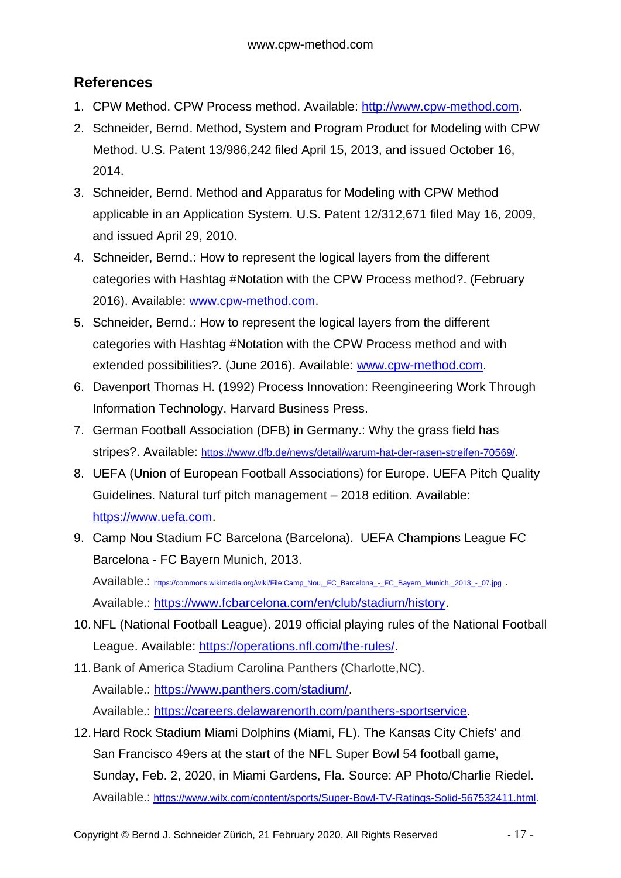## References

1. CPW Method. CPW Process method. Available: http://www.cpw-method.com.
2. Schneider, Bernd. Method, System and Program Product for Modeling with CPW Method. U.S. Patent 13/986,242 filed April 15, 2013, and issued October 16, 2014.
3. Schneider, Bernd. Method and Apparatus for Modeling with CPW Method applicable in an Application System. U.S. Patent 12/312,671 filed May 16, 2009, and issued April 29, 2010.
4. Schneider, Bernd.: How to represent the logical layers from the different categories with Hashtag #Notation with the CPW Process method?. (February 2016). Available: www.cpw-method.com.
5. Schneider, Bernd.: How to represent the logical layers from the different categories with Hashtag #Notation with the CPW Process method and with extended possibilities?. (June 2016). Available: www.cpw-method.com.
6. Davenport Thomas H. (1992) Process Innovation: Reengineering Work Through Information Technology. Harvard Business Press.
7. German Football Association (DFB) in Germany.: Why the grass field has stripes?. Available: https://www.dfb.de/news/detail/warum-hat-der-rasen-streifen-70569/.
8. UEFA (Union of European Football Associations) for Europe. UEFA Pitch Quality Guidelines. Natural turf pitch management – 2018 edition. Available: https://www.uefa.com.
9. Camp Nou Stadium FC Barcelona (Barcelona). UEFA Champions League FC Barcelona - FC Bayern Munich, 2013.
   Available.: https://commons.wikimedia.org/wiki/File:Camp_Nou,_FC_Barcelona_-_FC_Bayern_Munich,_2013_-_07.jpg .
   Available.: https://www.fcbarcelona.com/en/club/stadium/history.
10. NFL (National Football League). 2019 official playing rules of the National Football League. Available: https://operations.nfl.com/the-rules/.
11. Bank of America Stadium Carolina Panthers (Charlotte,NC).
    Available.: https://www.panthers.com/stadium/.
    Available.: https://careers.delawarenorth.com/panthers-sportservice.
12. Hard Rock Stadium Miami Dolphins (Miami, FL). The Kansas City Chiefs' and San Francisco 49ers at the start of the NFL Super Bowl 54 football game, Sunday, Feb. 2, 2020, in Miami Gardens, Fla. Source: AP Photo/Charlie Riedel.
    Available.: https://www.wilx.com/content/sports/Super-Bowl-TV-Ratings-Solid-567532411.html.

Copyright © Bernd J. Schneider Zürich, 21 February 2020, All Rights Reserved